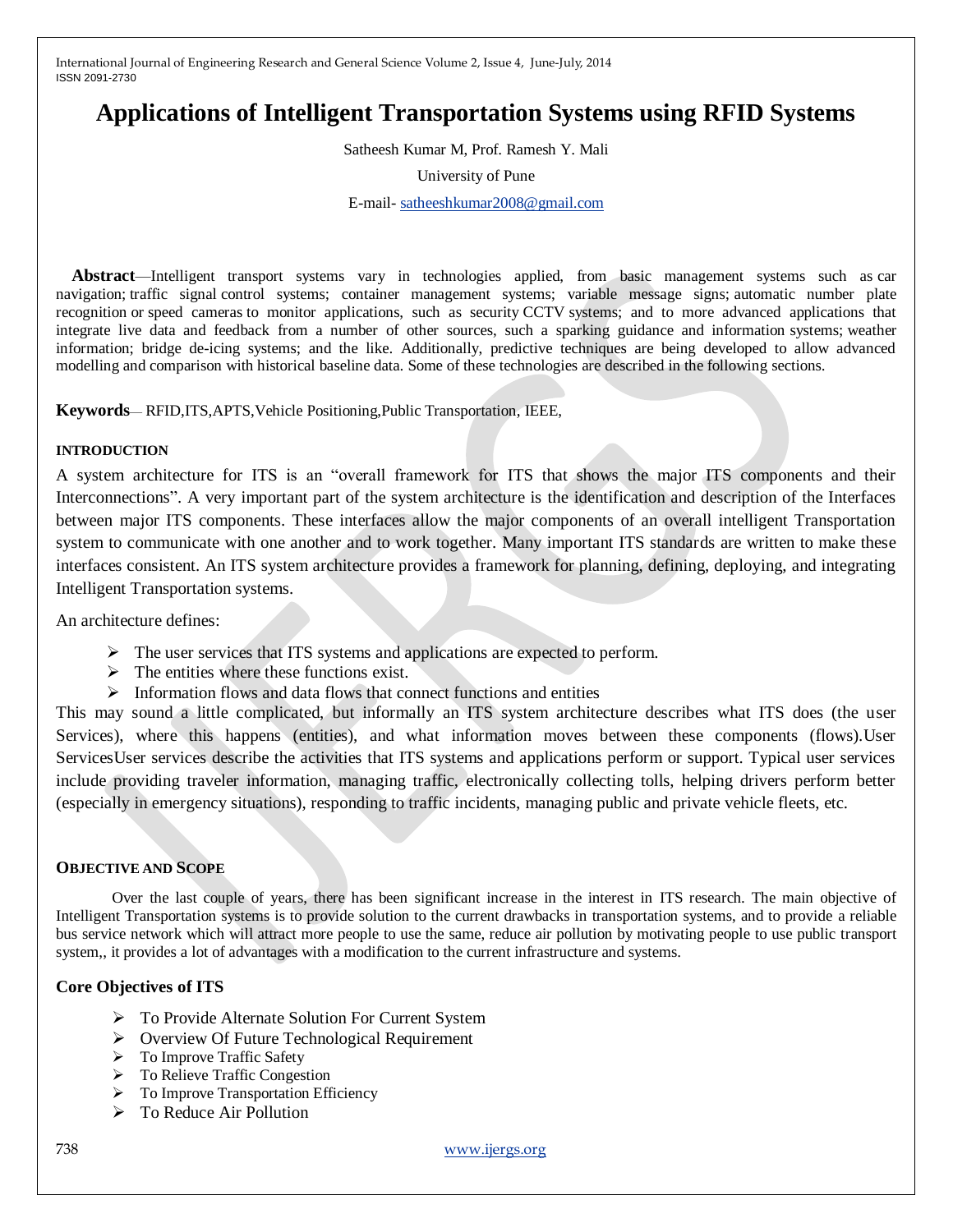# Applications of Intelligent Transportation Systems using RFID Systems

Satheesh Kumar M, Prof. Ramesh Y. Mali

University of Pune

E-mail- satheeshkumar2008@gmail.com

**Abstract**—Intelligent transport systems vary in technologies applied, from basic management systems such as car navigation; traffic signal control systems; container management systems; variable message signs; automatic number plate recognition or speed cameras to monitor applications, such as security CCTV systems; and to more advanced applications that integrate live data and feedback from a number of other sources, such sparking guidance and information systems; weather information; bridge de-icing systems; and the like. Additionally, predictive techniques are being developed to allow advanced modelling and comparison with historical baseline data. Some of these technologies are described in the following sections.

**Keywords**— RFID,ITS,APTS,Vehicle Positioning,Public Transportation, IEEE,

## INTRODUCTION

A system architecture for ITS is an "overall framework for ITS that shows the major ITS components and their Interconnections". A very important part of the system architecture is the identification and description of the Interfaces between major ITS components. These interfaces allow the major components of an overall intelligent Transportation system to communicate with one another and to work together. Many important ITS standards are written to make these interfaces consistent. An ITS system architecture provides a framework for planning, defining, deploying, and integrating Intelligent Transportation systems.

An architecture defines:

- The user services that ITS systems and applications are expected to perform.
- The entities where these functions exist.
- Information flows and data flows that connect functions and entities

This may sound a little complicated, but informally an ITS system architecture describes what ITS does (the user Services), where this happens (entities), and what information moves between these components (flows).User ServicesUser services describe the activities that ITS systems and applications perform or support. Typical user services include providing traveler information, managing traffic, electronically collecting tolls, helping drivers perform better (especially in emergency situations), responding to traffic incidents, managing public and private vehicle fleets, etc.

## OBJECTIVE AND SCOPE

Over the last couple of years, there has been significant increase in the interest in ITS research. The main objective of Intelligent Transportation systems is to provide solution to the current drawbacks in transportation systems, and to provide a reliable bus service network which will attract more people to use the same, reduce air pollution by motivating people to use public transport system,, it provides a lot of advantages with a modification to the current infrastructure and systems.

### Core Objectives of ITS

- To Provide Alternate Solution For Current System
- Overview Of Future Technological Requirement
- To Improve Traffic Safety
- To Relieve Traffic Congestion
- To Improve Transportation Efficiency
- To Reduce Air Pollution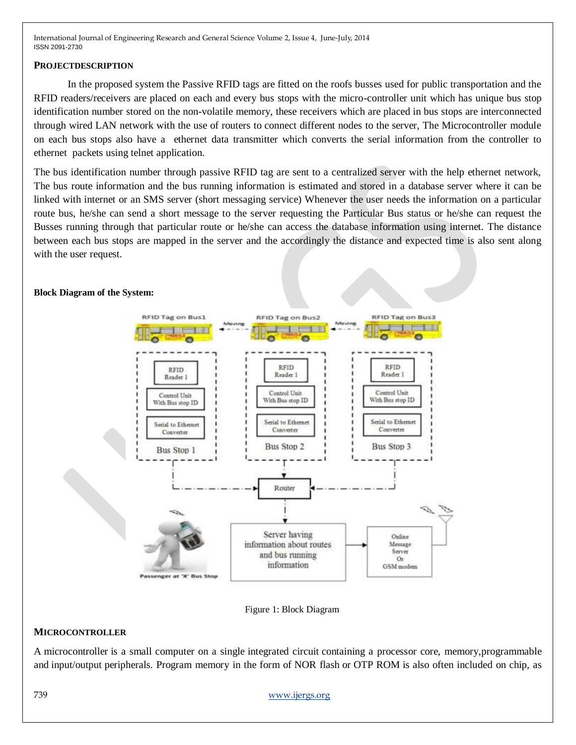**PROJECTDESCRIPTION**

In the proposed system the Passive RFID tags are fitted on the roofs busses used for public transportation and the RFID readers/receivers are placed on each and every bus stops with the micro-controller unit which has unique bus stop identification number stored on the non-volatile memory, these receivers which are placed in bus stops are interconnected through wired LAN network with the use of routers to connect different nodes to the server, The Microcontroller module on each bus stops also have a ethernet data transmitter which converts the serial information from the controller to ethernet packets using telnet application.

The bus identification number through passive RFID tag are sent to a centralized server with the help ethernet network, The bus route information and the bus running information is estimated and stored in a database server where it can be linked with internet or an SMS server (short messaging service) Whenever the user needs the information on a particular route bus, he/she can send a short message to the server requesting the Particular Bus status or he/she can request the Busses running through that particular route or he/she can access the database information using internet. The distance between each bus stops are mapped in the server and the accordingly the distance and expected time is also sent along with the user request.

**Block Diagram of the System:**

Figure 1: Block Diagram

**MICROCONTROLLER**

A microcontroller is a small computer on a single integrated circuit containing a processor core, memory,programmable and input/output peripherals. Program memory in the form of NOR flash or OTP ROM is also often included on chip, as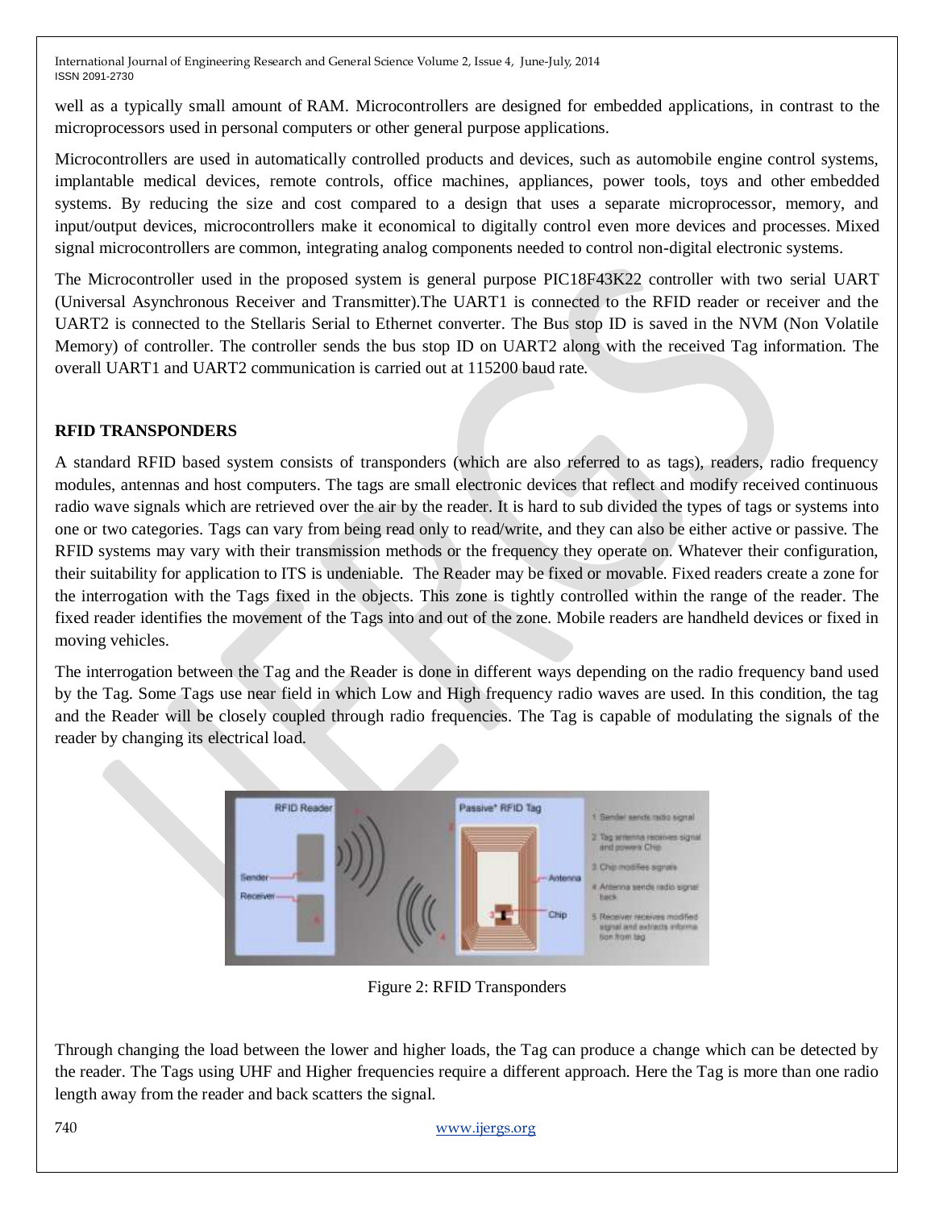well as a typically small amount of RAM. Microcontrollers are designed for embedded applications, in contrast to the microprocessors used in personal computers or other general purpose applications.

Microcontrollers are used in automatically controlled products and devices, such as automobile engine control systems, implantable medical devices, remote controls, office machines, appliances, power tools, toys and other embedded systems. By reducing the size and cost compared to a design that uses a separate microprocessor, memory, and input/output devices, microcontrollers make it economical to digitally control even more devices and processes. Mixed signal microcontrollers are common, integrating analog components needed to control non-digital electronic systems.

The Microcontroller used in the proposed system is general purpose PIC18F43K22 controller with two serial UART (Universal Asynchronous Receiver and Transmitter).The UART1 is connected to the RFID reader or receiver and the UART2 is connected to the Stellaris Serial to Ethernet converter. The Bus stop ID is saved in the NVM (Non Volatile Memory) of controller. The controller sends the bus stop ID on UART2 along with the received Tag information. The overall UART1 and UART2 communication is carried out at 115200 baud rate.

**RFID TRANSPONDERS**

A standard RFID based system consists of transponders (which are also referred to as tags), readers, radio frequency modules, antennas and host computers. The tags are small electronic devices that reflect and modify received continuous radio wave signals which are retrieved over the air by the reader. It is hard to sub divided the types of tags or systems into one or two categories. Tags can vary from being read only to read/write, and they can also be either active or passive. The RFID systems may vary with their transmission methods or the frequency they operate on. Whatever their configuration, their suitability for application to ITS is undeniable. The Reader may be fixed or movable. Fixed readers create a zone for the interrogation with the Tags fixed in the objects. This zone is tightly controlled within the range of the reader. The fixed reader identifies the movement of the Tags into and out of the zone. Mobile readers are handheld devices or fixed in moving vehicles.

The interrogation between the Tag and the Reader is done in different ways depending on the radio frequency band used by the Tag. Some Tags use near field in which Low and High frequency radio waves are used. In this condition, the tag and the Reader will be closely coupled through radio frequencies. The Tag is capable of modulating the signals of the reader by changing its electrical load.

Figure 2: RFID Transponders

Through changing the load between the lower and higher loads, the Tag can produce a change which can be detected by the reader. The Tags using UHF and Higher frequencies require a different approach. Here the Tag is more than one radio length away from the reader and back scatters the signal.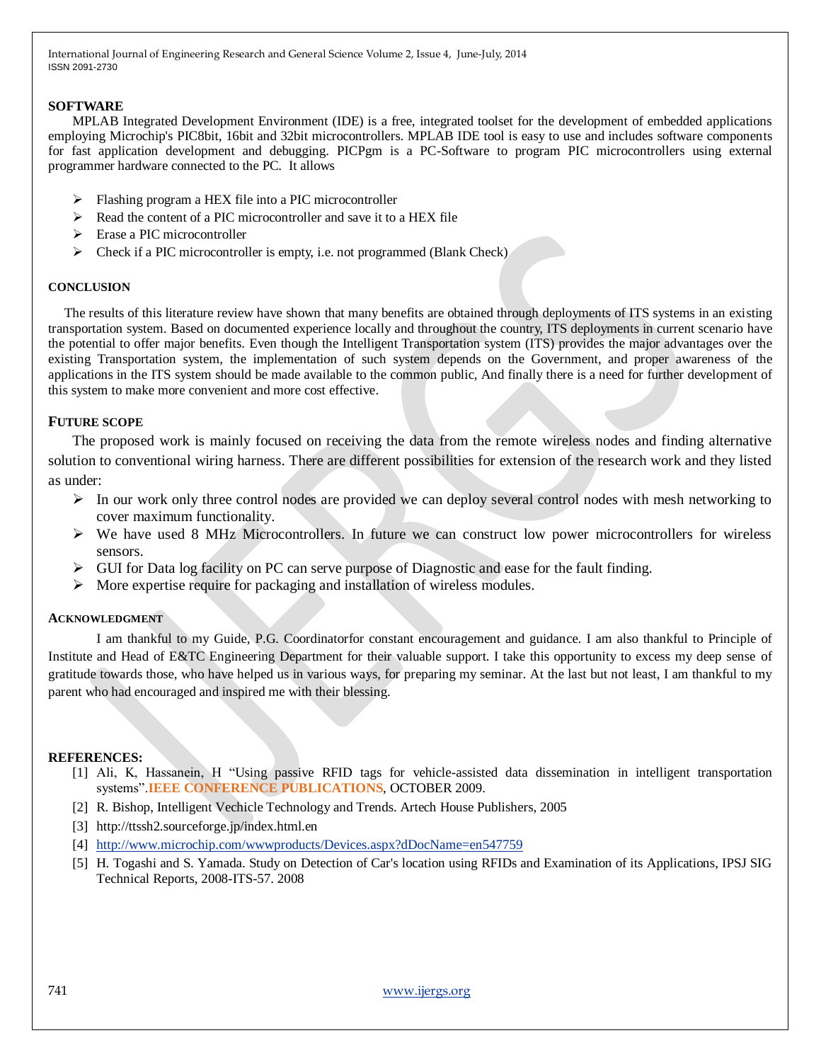## SOFTWARE

MPLAB Integrated Development Environment (IDE) is a free, integrated toolset for the development of embedded applications employing Microchip's PIC8bit, 16bit and 32bit microcontrollers. MPLAB IDE tool is easy to use and includes software components for fast application development and debugging. PICPgm is a PC-Software to program PIC microcontrollers using external programmer hardware connected to the PC. It allows

- Flashing program a HEX file into a PIC microcontroller
- Read the content of a PIC microcontroller and save it to a HEX file
- Erase a PIC microcontroller
- Check if a PIC microcontroller is empty, i.e. not programmed (Blank Check)

## CONCLUSION

The results of this literature review have shown that many benefits are obtained through deployments of ITS systems in an existing transportation system. Based on documented experience locally and throughout the country, ITS deployments in current scenario have the potential to offer major benefits. Even though the Intelligent Transportation system (ITS) provides the major advantages over the existing Transportation system, the implementation of such system depends on the Government, and proper awareness of the applications in the ITS system should be made available to the common public, And finally there is a need for further development of this system to make more convenient and more cost effective.

## FUTURE SCOPE

The proposed work is mainly focused on receiving the data from the remote wireless nodes and finding alternative solution to conventional wiring harness. There are different possibilities for extension of the research work and they listed as under:

- In our work only three control nodes are provided we can deploy several control nodes with mesh networking to cover maximum functionality.
- We have used 8 MHz Microcontrollers. In future we can construct low power microcontrollers for wireless sensors.
- GUI for Data log facility on PC can serve purpose of Diagnostic and ease for the fault finding.
- More expertise require for packaging and installation of wireless modules.

## ACKNOWLEDGMENT

I am thankful to my Guide, P.G. Coordinatorfor constant encouragement and guidance. I am also thankful to Principle of Institute and Head of E&TC Engineering Department for their valuable support. I take this opportunity to excess my deep sense of gratitude towards those, who have helped us in various ways, for preparing my seminar. At the last but not least, I am thankful to my parent who had encouraged and inspired me with their blessing.

## REFERENCES:

[1] Ali, K, Hassanein, H "Using passive RFID tags for vehicle-assisted data dissemination in intelligent transportation systems".**IEEE CONFERENCE PUBLICATIONS**, OCTOBER 2009.

[2] R. Bishop, Intelligent Vechicle Technology and Trends. Artech House Publishers, 2005

[3] http://ttssh2.sourceforge.jp/index.html.en

[4] http://www.microchip.com/wwwproducts/Devices.aspx?dDocName=en547759

[5] H. Togashi and S. Yamada. Study on Detection of Car's location using RFIDs and Examination of its Applications, IPSJ SIG Technical Reports, 2008-ITS-57. 2008